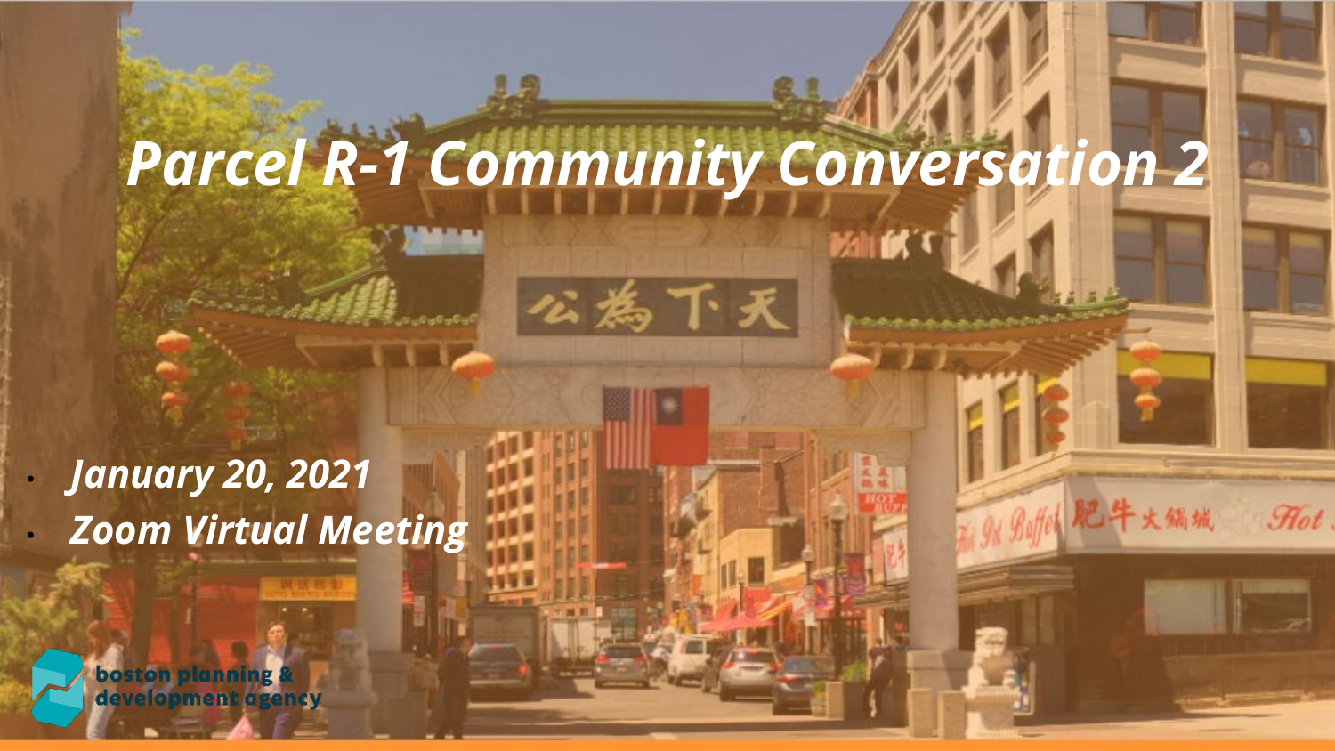# *Parcel R-1 Community Conversation 2*

- ***January 20, 2021***
- ***Zoom Virtual Meeting***

boston planning & development agency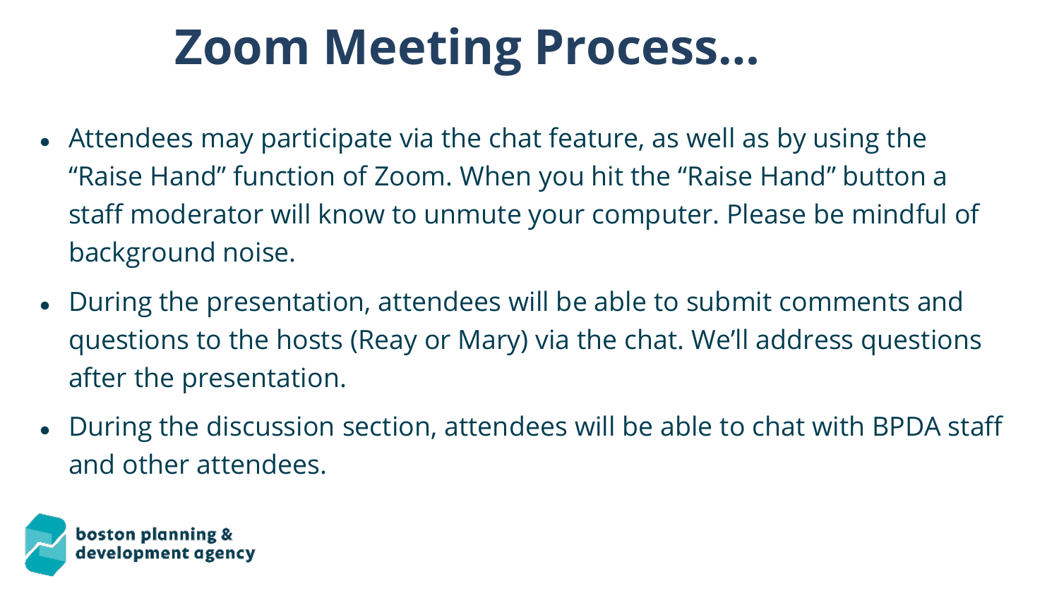# Zoom Meeting Process...

- Attendees may participate via the chat feature, as well as by using the "Raise Hand" function of Zoom. When you hit the "Raise Hand" button a staff moderator will know to unmute your computer. Please be mindful of background noise.
- During the presentation, attendees will be able to submit comments and questions to the hosts (Reay or Mary) via the chat. We'll address questions after the presentation.
- During the discussion section, attendees will be able to chat with BPDA staff and other attendees.

boston planning & development agency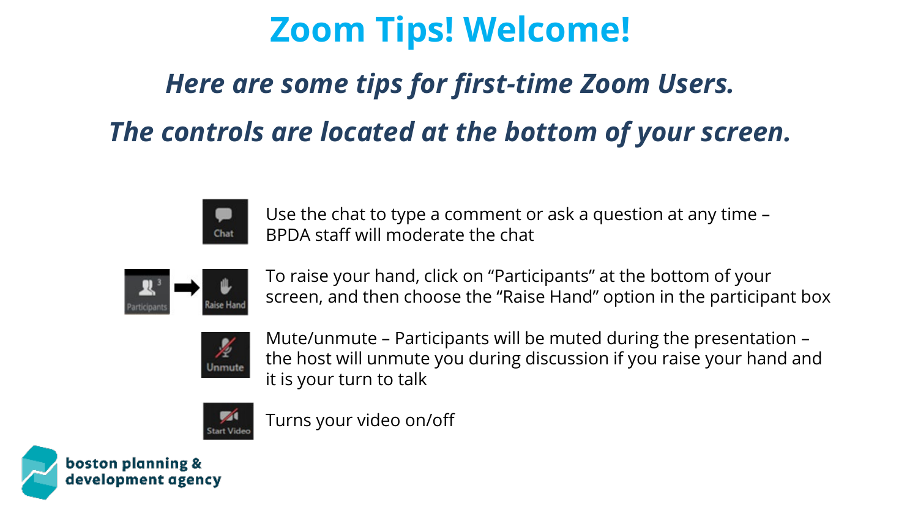# Zoom Tips! Welcome!

***Here are some tips for first-time Zoom Users.***

***The controls are located at the bottom of your screen.***

Chat — Use the chat to type a comment or ask a question at any time – BPDA staff will moderate the chat

Participants → Raise Hand — To raise your hand, click on "Participants" at the bottom of your screen, and then choose the "Raise Hand" option in the participant box

Unmute — Mute/unmute – Participants will be muted during the presentation – the host will unmute you during discussion if you raise your hand and it is your turn to talk

Start Video — Turns your video on/off

boston planning & development agency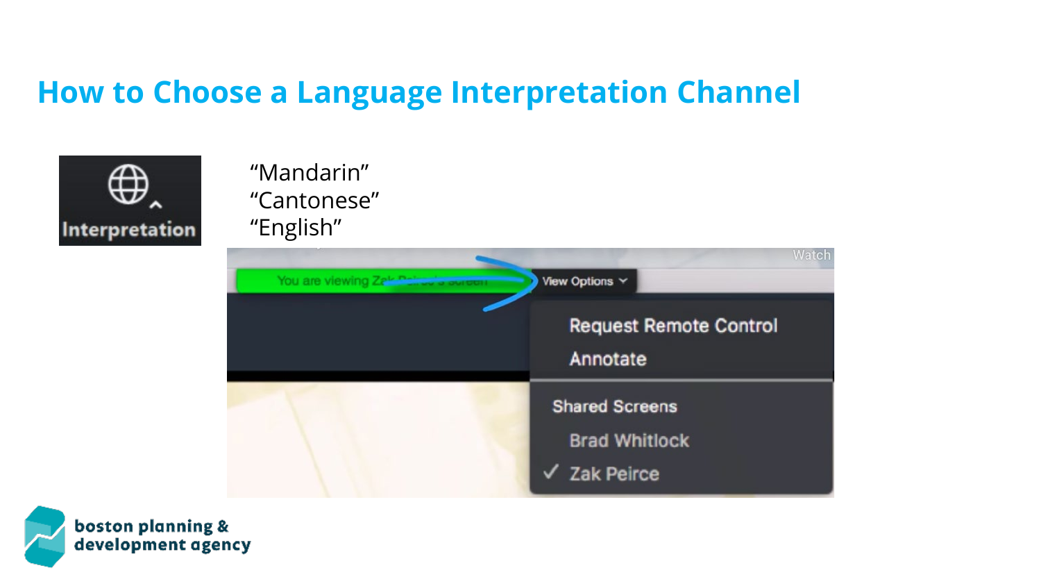# How to Choose a Language Interpretation Channel

Interpretation

"Mandarin"
"Cantonese"
"English"

View Options

Request Remote Control
Annotate
Shared Screens
Brad Whitlock
✓ Zak Peirce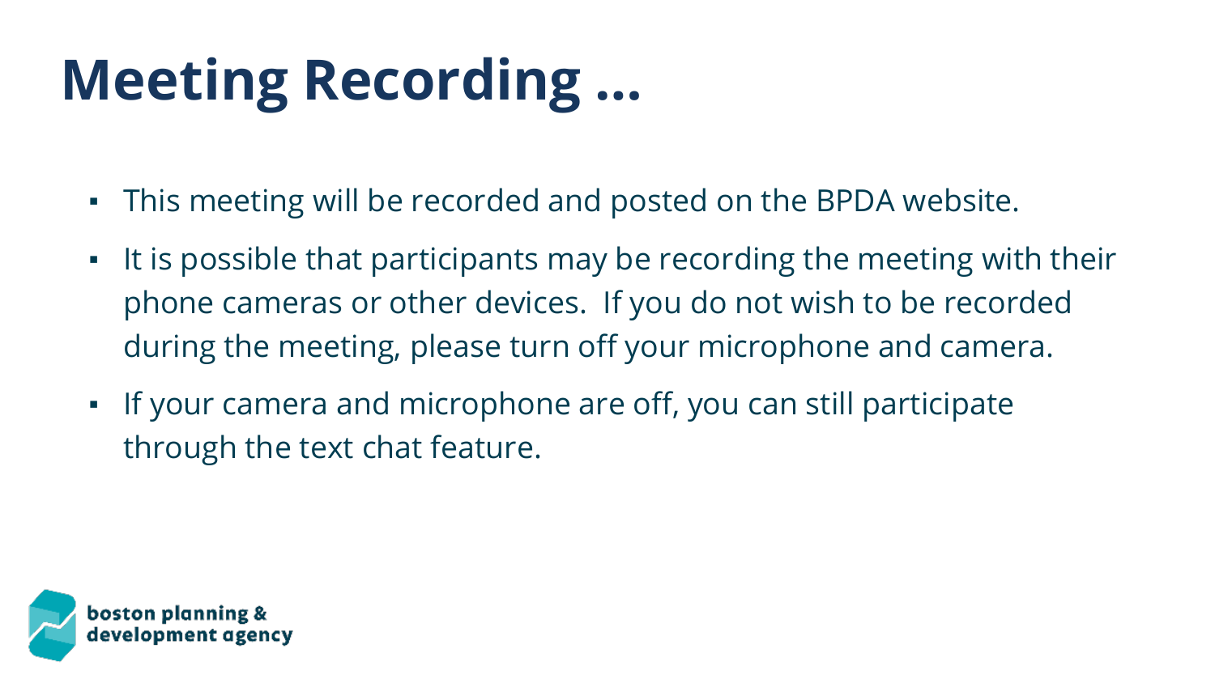# Meeting Recording ...

- This meeting will be recorded and posted on the BPDA website.
- It is possible that participants may be recording the meeting with their phone cameras or other devices.  If you do not wish to be recorded during the meeting, please turn off your microphone and camera.
- If your camera and microphone are off, you can still participate through the text chat feature.

boston planning & development agency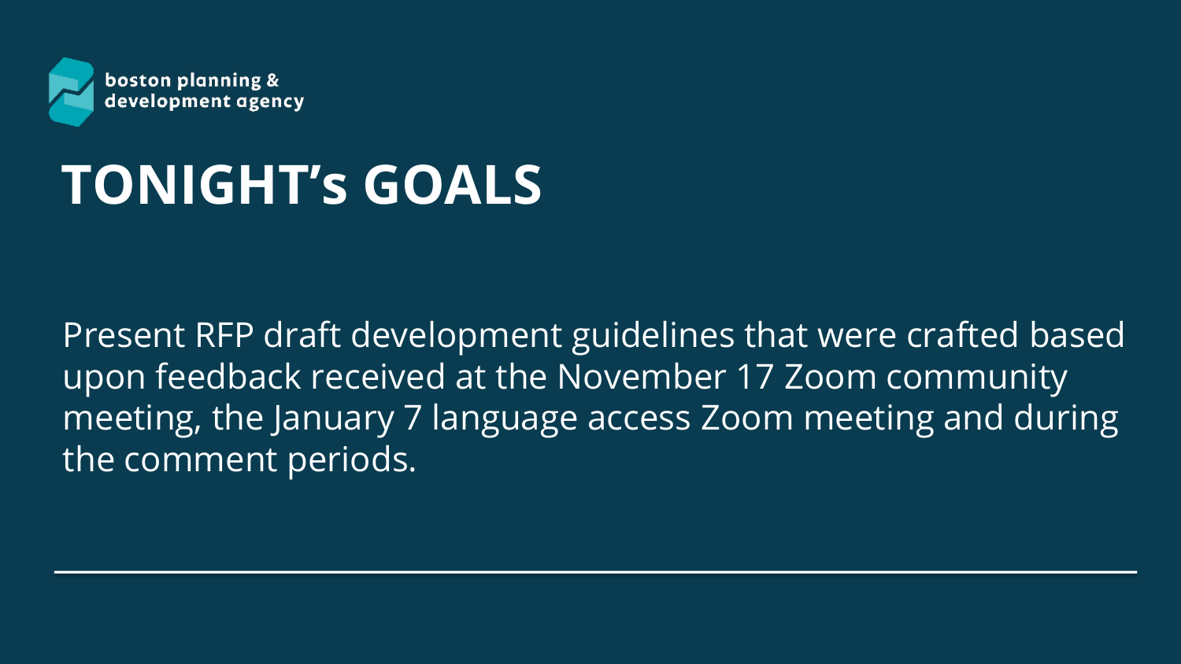boston planning & development agency

# TONIGHT's GOALS

Present RFP draft development guidelines that were crafted based upon feedback received at the November 17 Zoom community meeting, the January 7 language access Zoom meeting and during the comment periods.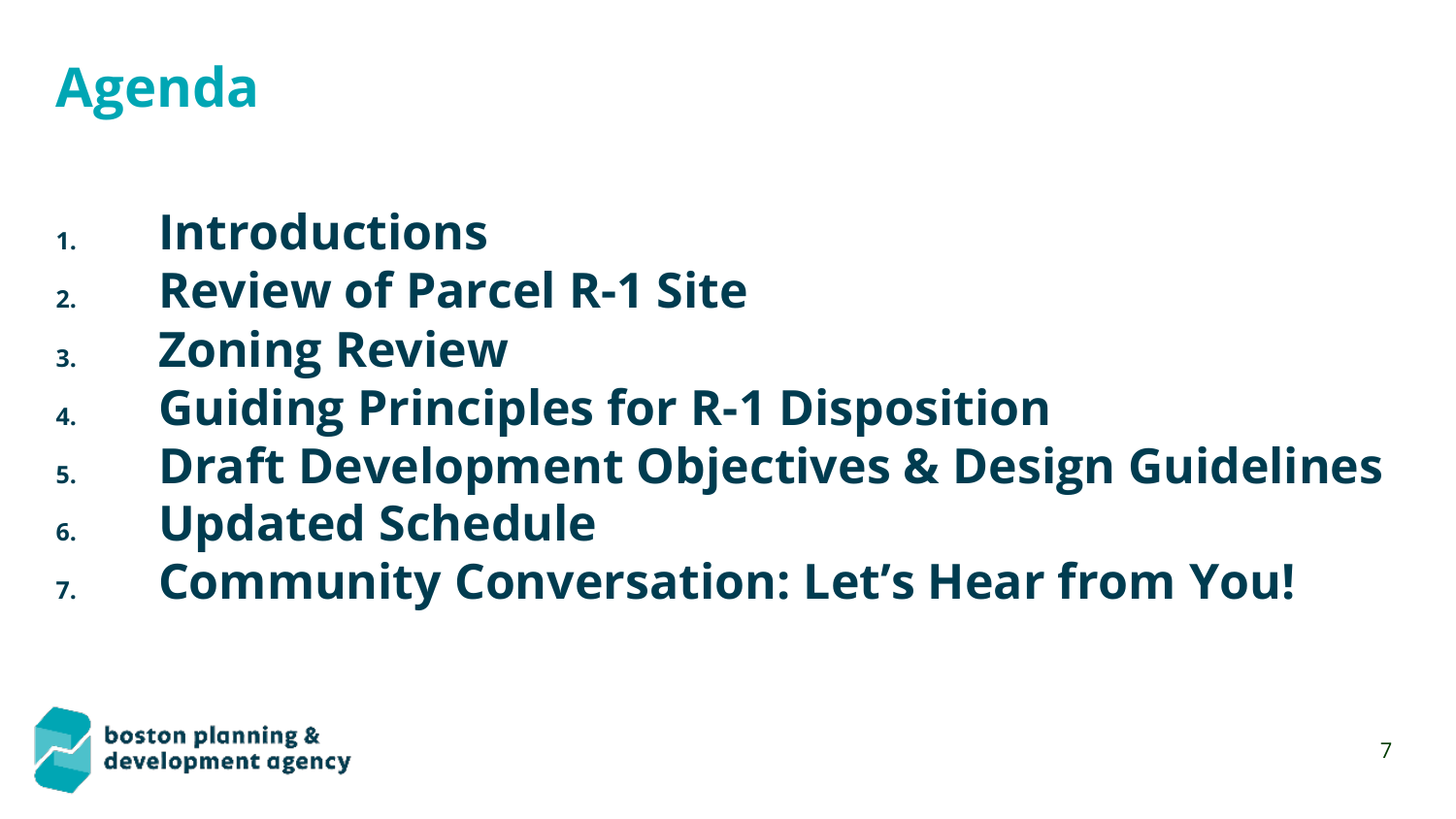# Agenda

1. **Introductions**
2. **Review of Parcel R-1 Site**
3. **Zoning Review**
4. **Guiding Principles for R-1 Disposition**
5. **Draft Development Objectives & Design Guidelines**
6. **Updated Schedule**
7. **Community Conversation: Let's Hear from You!**

boston planning & development agency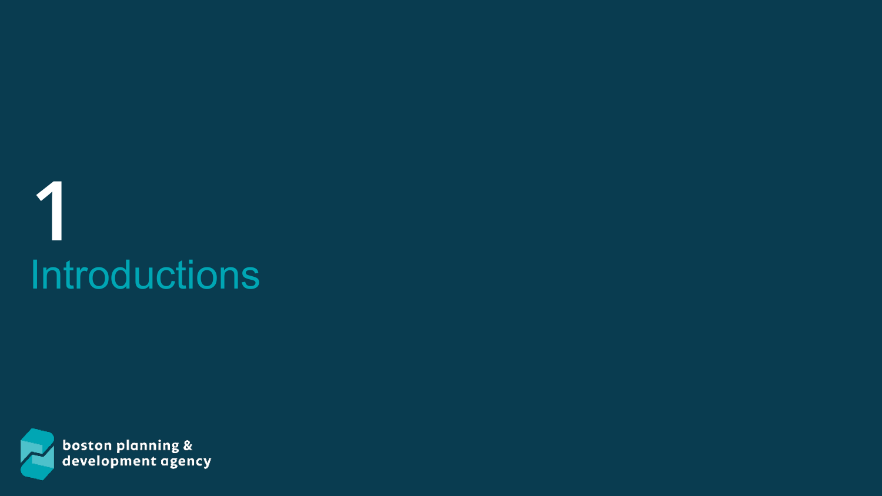# 1

# Introductions

boston planning & development agency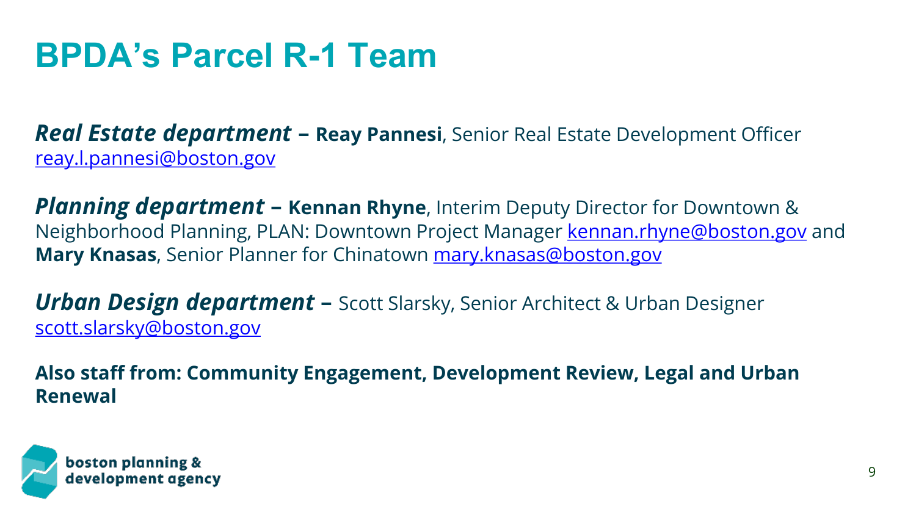# BPDA's Parcel R-1 Team

***Real Estate department*** **– Reay Pannesi**, Senior Real Estate Development Officer
reay.l.pannesi@boston.gov

***Planning department*** **– Kennan Rhyne**, Interim Deputy Director for Downtown & Neighborhood Planning, PLAN: Downtown Project Manager kennan.rhyne@boston.gov and **Mary Knasas**, Senior Planner for Chinatown mary.knasas@boston.gov

***Urban Design department*** **–** Scott Slarsky, Senior Architect & Urban Designer
scott.slarsky@boston.gov

**Also staff from: Community Engagement, Development Review, Legal and Urban Renewal**

boston planning & development agency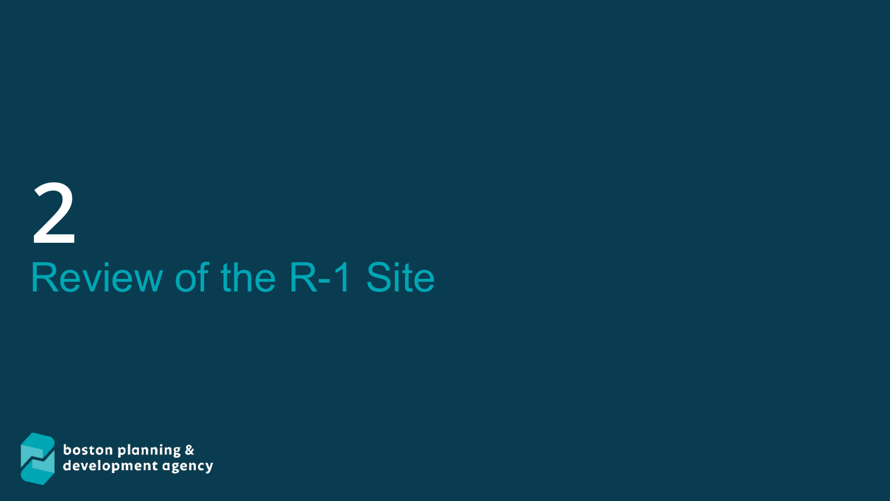# 2

## Review of the R-1 Site

boston planning & development agency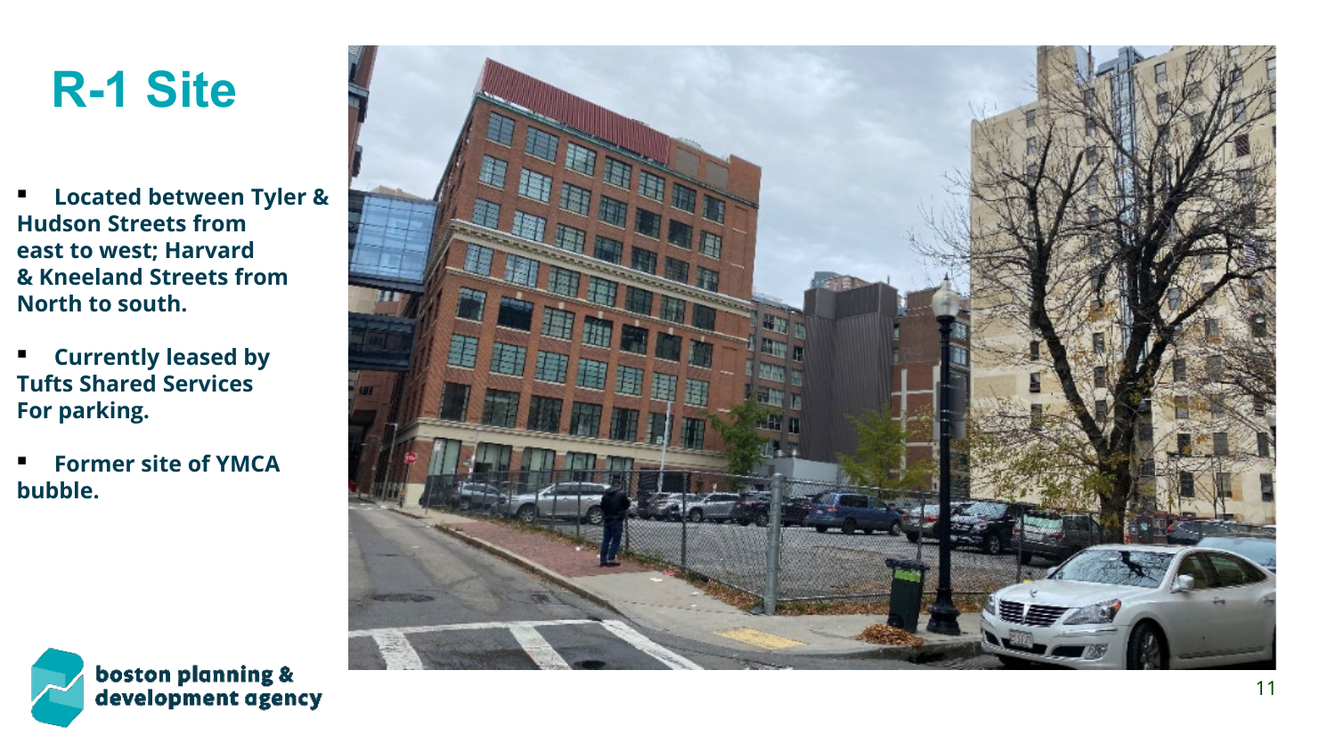# R-1 Site

- **Located between Tyler & Hudson Streets from east to west; Harvard & Kneeland Streets from North to south.**
- **Currently leased by Tufts Shared Services For parking.**
- **Former site of YMCA bubble.**

boston planning & development agency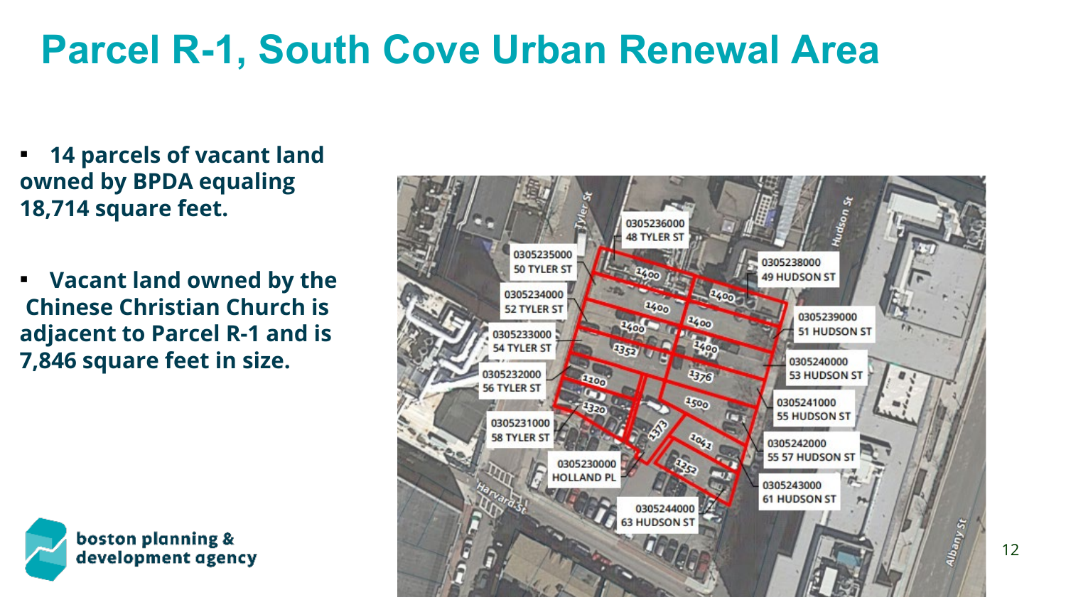# Parcel R-1, South Cove Urban Renewal Area

- **14 parcels of vacant land owned by BPDA equaling 18,714 square feet.**
- **Vacant land owned by the Chinese Christian Church is adjacent to Parcel R-1 and is 7,846 square feet in size.**

Tyler St
Hudson St
Harvard St
Albany St

0305236000
48 TYLER ST

0305235000
50 TYLER ST

0305234000
52 TYLER ST

0305233000
54 TYLER ST

0305232000
56 TYLER ST

0305231000
58 TYLER ST

0305230000
HOLLAND PL

0305244000
63 HUDSON ST

0305238000
49 HUDSON ST

0305239000
51 HUDSON ST

0305240000
53 HUDSON ST

0305241000
55 HUDSON ST

0305242000
55 57 HUDSON ST

0305243000
61 HUDSON ST

1400
1400
1400
1400
1400
1400
1352
1376
1100
1320
1500
1373
1041
1252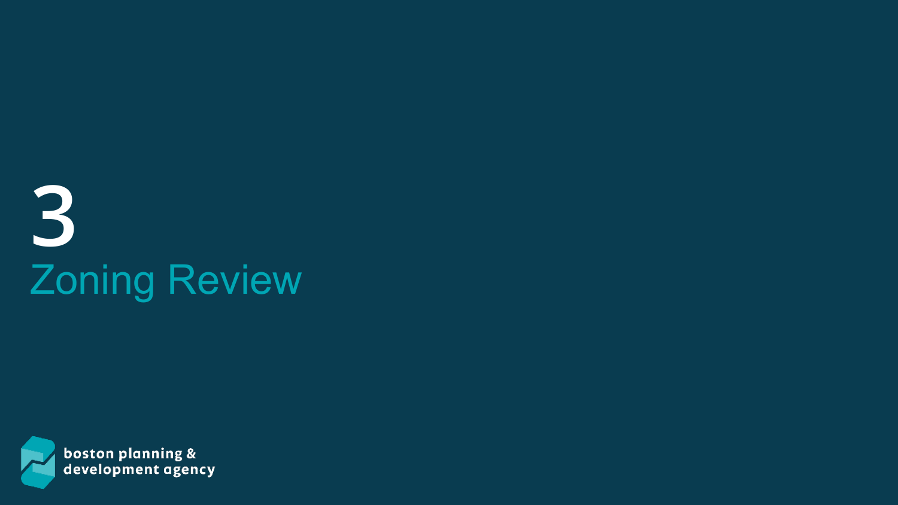# 3
# Zoning Review

boston planning & development agency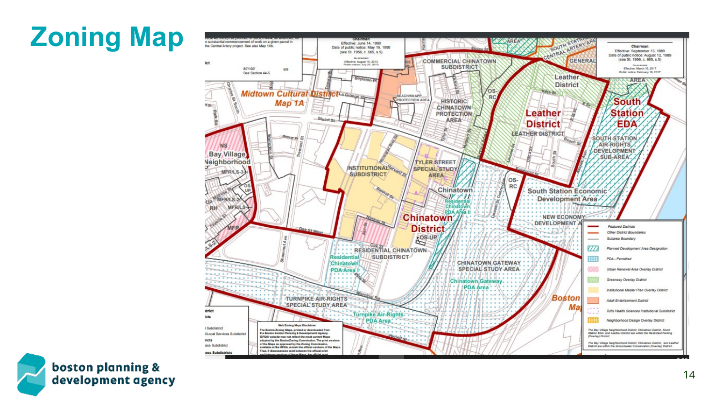# Zoning Map

Midtown Cultural District
Map 1A

Chairman
Effective: June 14, 1990
Date of public notice: May 19, 1990
(see St. 1956, c. 665, s.5)

As amended
Effective: August 15, 2013
Public notice: July 24, 2013

Chairman
Effective: September 13, 1989
Date of public notice: August 12, 1989
(see St. 1956, c. 665, s.5)

As amended
Effective: March 10, 2017
Public notice: February 16, 2017

COMMERCIAL CHINATOWN SUBDISTRICT

HISTORIC CHINATOWN PROTECTION AREA

BEACH/KNAPP PROTECTION AREA

Leather District

LEATHER DISTRICT

South Station EDA

SOUTH STATION AIR-RIGHTS DEVELOPMENT SUB-AREA

South Station Economic Development Area

NEW ECONOMY DEVELOPMENT AREA

Bay Village Neighborhood

INSTITUTIONAL SUBDISTRICT

TYLER STREET SPECIAL STUDY AREA

Chinatown Residential Chinatown PDA Area II

Chinatown District

RESIDENTIAL CHINATOWN SUBDISTRICT

Residential Chinatown PDA Area I

CHINATOWN GATEWAY SPECIAL STUDY AREA

Chinatown Gateway PDA Area

TURNPIKE AIR-RIGHTS SPECIAL STUDY AREA

Turnpike Air-Rights PDA Area

Boston Ma

Featured Districts
Other District Boundaries
Subarea Boundary
Planned Development Area Designation
PDA - Permitted
Urban Renewal Area Overlay District
Greenway Overlay District
Institutional Master Plan Overlay District
Adult Entertainment District
Tufts Health Sciences Institutional Subdistrict
Neighborhood Design Overlay District

The Bay Village Neighborhood District, Chinatown District, South Station EDA, and Leather District are within the Restricted Parking (Overlay) District.

The Bay Village Neighborhood District, Chinatown District, and Leather District are within the Groundwater Conservation (Overlay) District.

Web Zoning Maps Disclaimer

The Boston Zoning Maps, printed or downloaded from the Boston Boston Planning & Development Agency (BPDA) website may not reflect the most current Maps adopted by the BostonZoning Commission. The print versions of the Maps as approved by the Zoning Commission, available at the BPDA, remain the official versions of the Maps. Thus, if discrepancies exist between the official print and Internet versions of these Maps, the official print

boston planning & development agency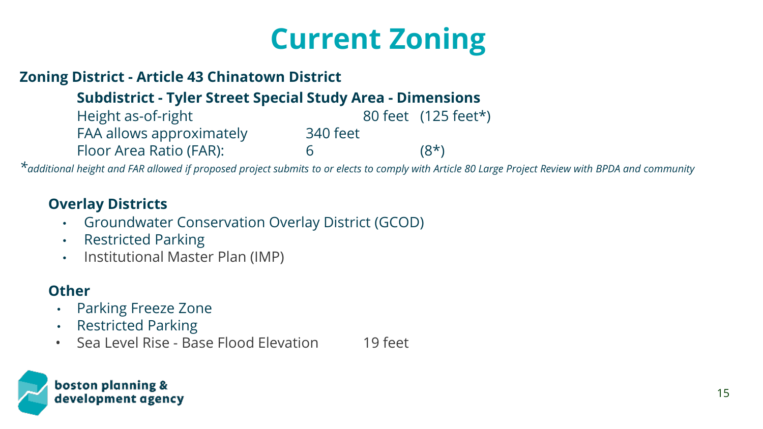# Current Zoning

**Zoning District - Article 43 Chinatown District**

**Subdistrict - Tyler Street Special Study Area - Dimensions**

| | | | |
|---|---|---|---|
| Height as-of-right | | 80 feet | (125 feet*) |
| FAA allows approximately | 340 feet | | |
| Floor Area Ratio (FAR): | 6 | | (8*) |

**additional height and FAR allowed if proposed project submits to or elects to comply with Article 80 Large Project Review with BPDA and community*

**Overlay Districts**

- Groundwater Conservation Overlay District (GCOD)
- Restricted Parking
- Institutional Master Plan (IMP)

**Other**

- Parking Freeze Zone
- Restricted Parking
- Sea Level Rise - Base Flood Elevation 19 feet

boston planning & development agency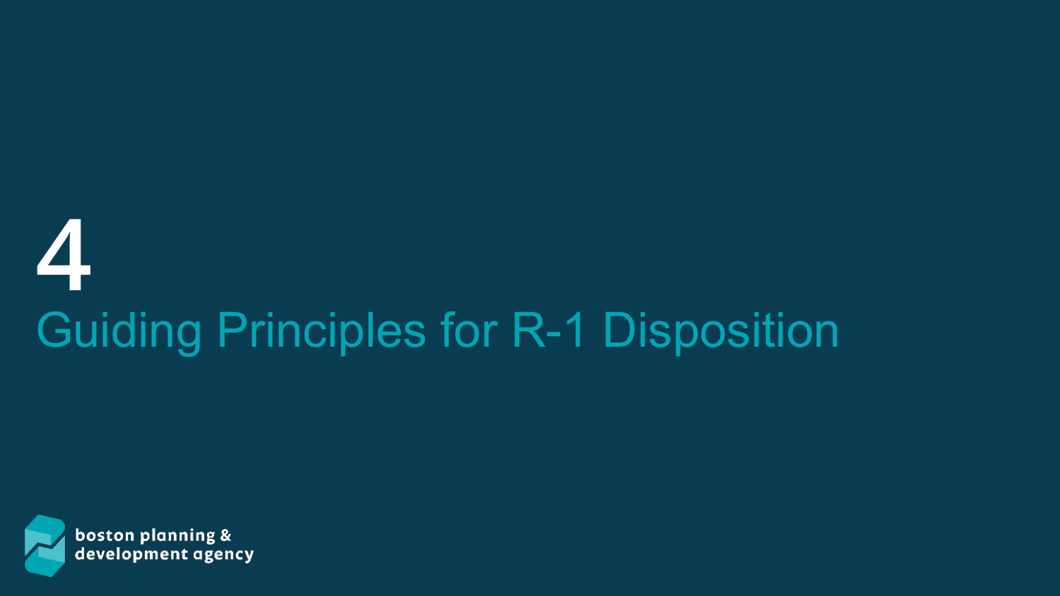# 4

# Guiding Principles for R-1 Disposition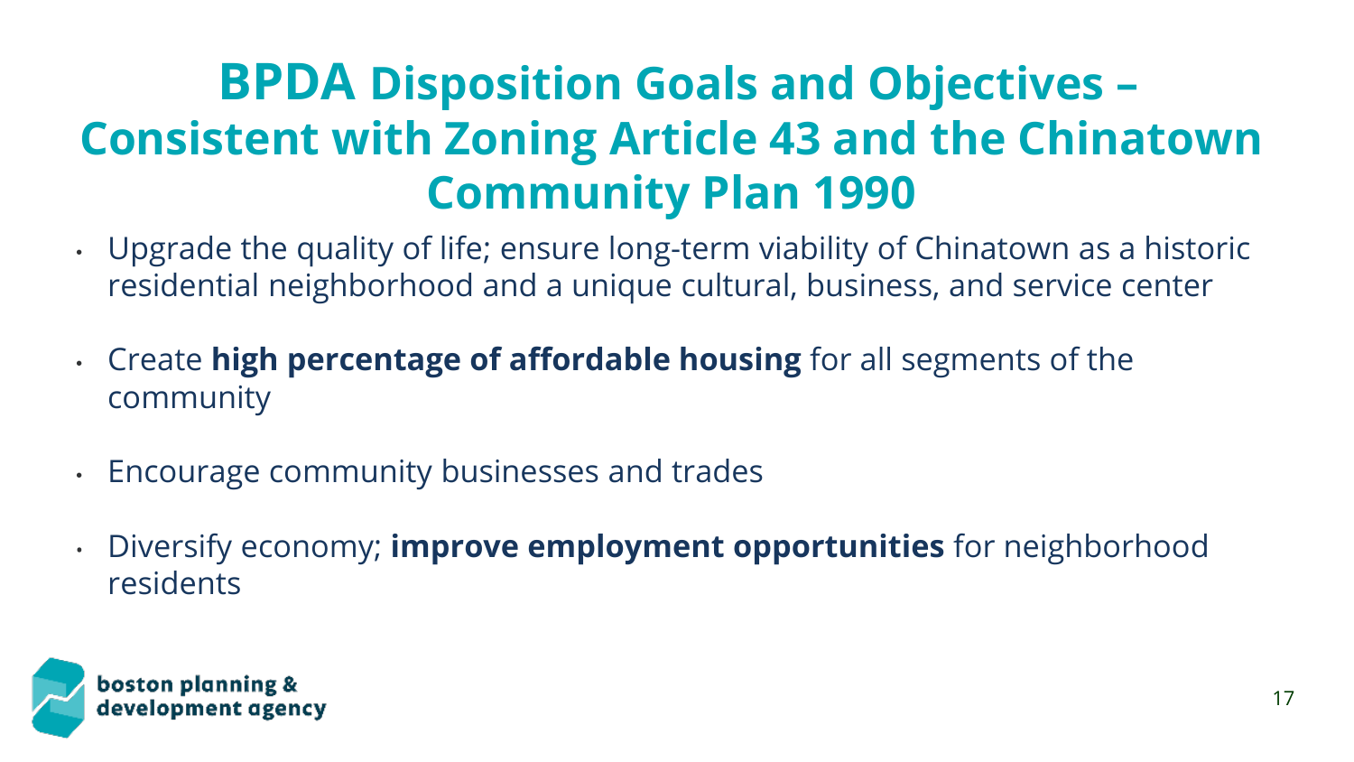# BPDA Disposition Goals and Objectives – Consistent with Zoning Article 43 and the Chinatown Community Plan 1990

- Upgrade the quality of life; ensure long-term viability of Chinatown as a historic residential neighborhood and a unique cultural, business, and service center
- Create **high percentage of affordable housing** for all segments of the community
- Encourage community businesses and trades
- Diversify economy; **improve employment opportunities** for neighborhood residents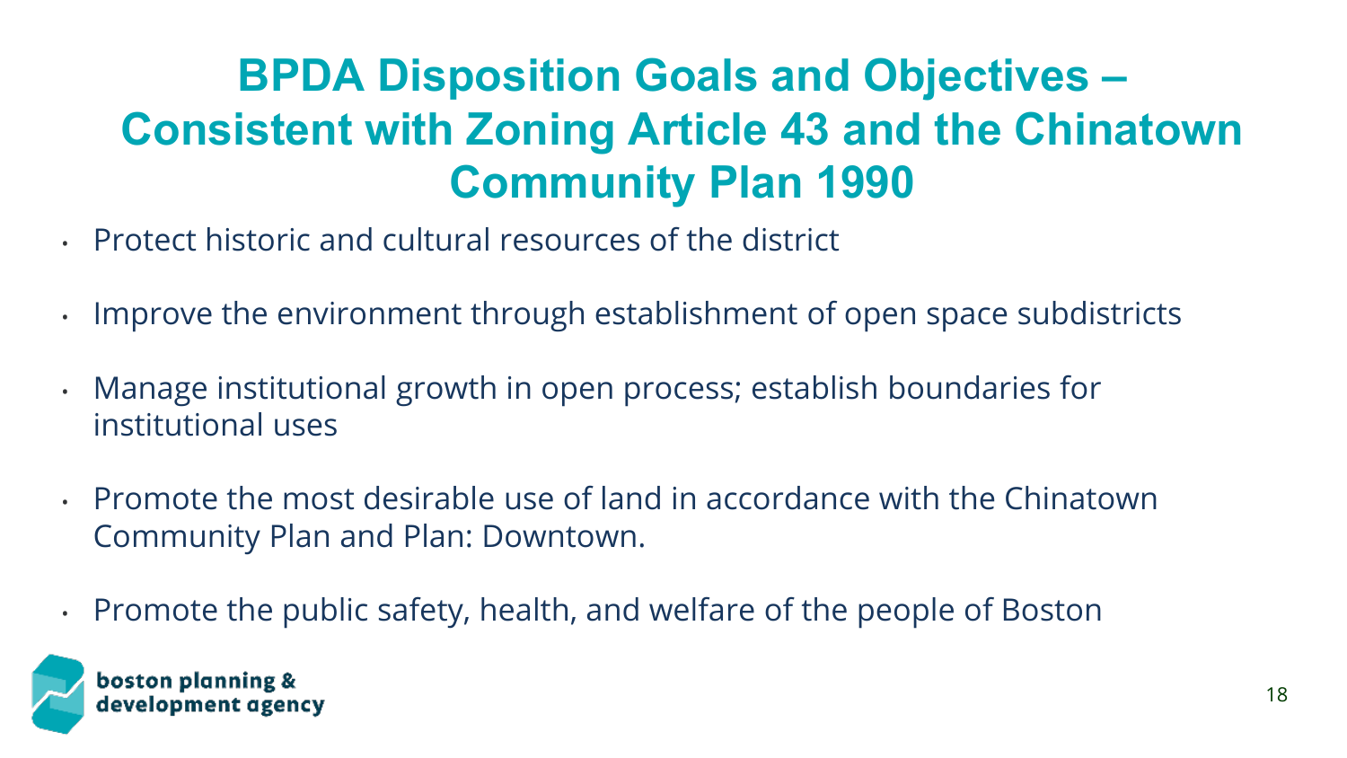# BPDA Disposition Goals and Objectives – Consistent with Zoning Article 43 and the Chinatown Community Plan 1990

- Protect historic and cultural resources of the district
- Improve the environment through establishment of open space subdistricts
- Manage institutional growth in open process; establish boundaries for institutional uses
- Promote the most desirable use of land in accordance with the Chinatown Community Plan and Plan: Downtown.
- Promote the public safety, health, and welfare of the people of Boston

boston planning & development agency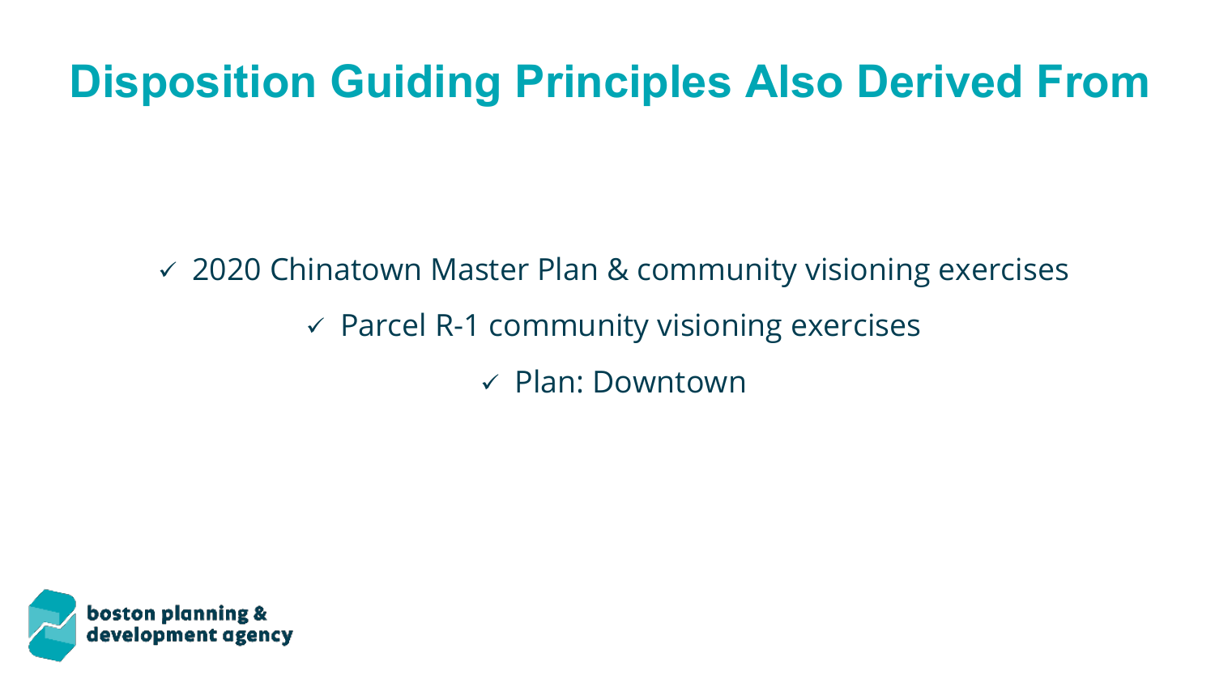# Disposition Guiding Principles Also Derived From

- ✓ 2020 Chinatown Master Plan & community visioning exercises
- ✓ Parcel R-1 community visioning exercises
- ✓ Plan: Downtown

boston planning & development agency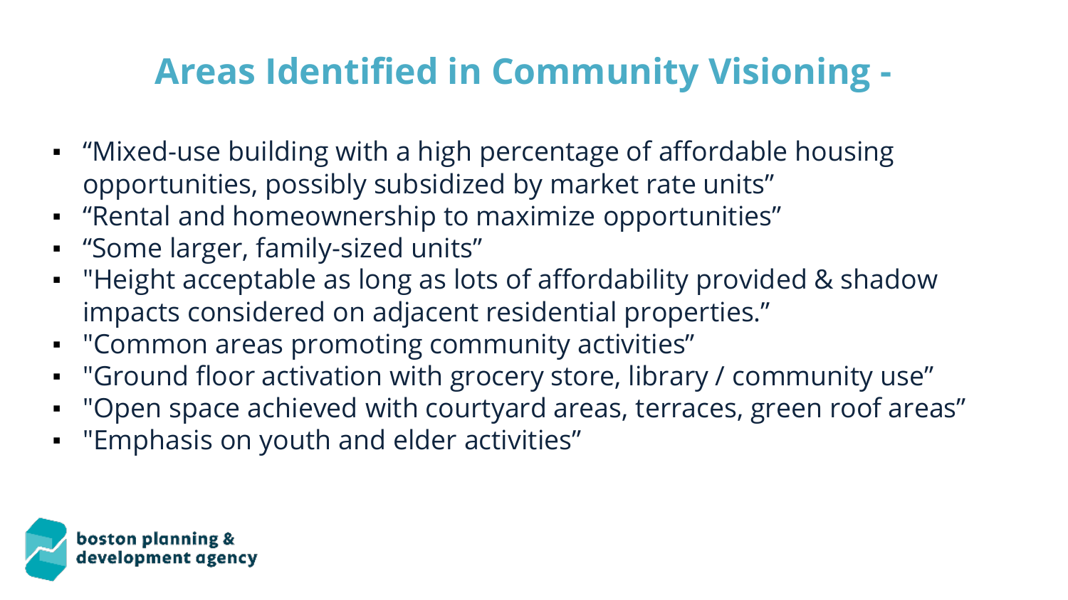# Areas Identified in Community Visioning -

- "Mixed-use building with a high percentage of affordable housing opportunities, possibly subsidized by market rate units"
- "Rental and homeownership to maximize opportunities"
- "Some larger, family-sized units"
- "Height acceptable as long as lots of affordability provided & shadow impacts considered on adjacent residential properties."
- "Common areas promoting community activities"
- "Ground floor activation with grocery store, library / community use"
- "Open space achieved with courtyard areas, terraces, green roof areas"
- "Emphasis on youth and elder activities"

boston planning & development agency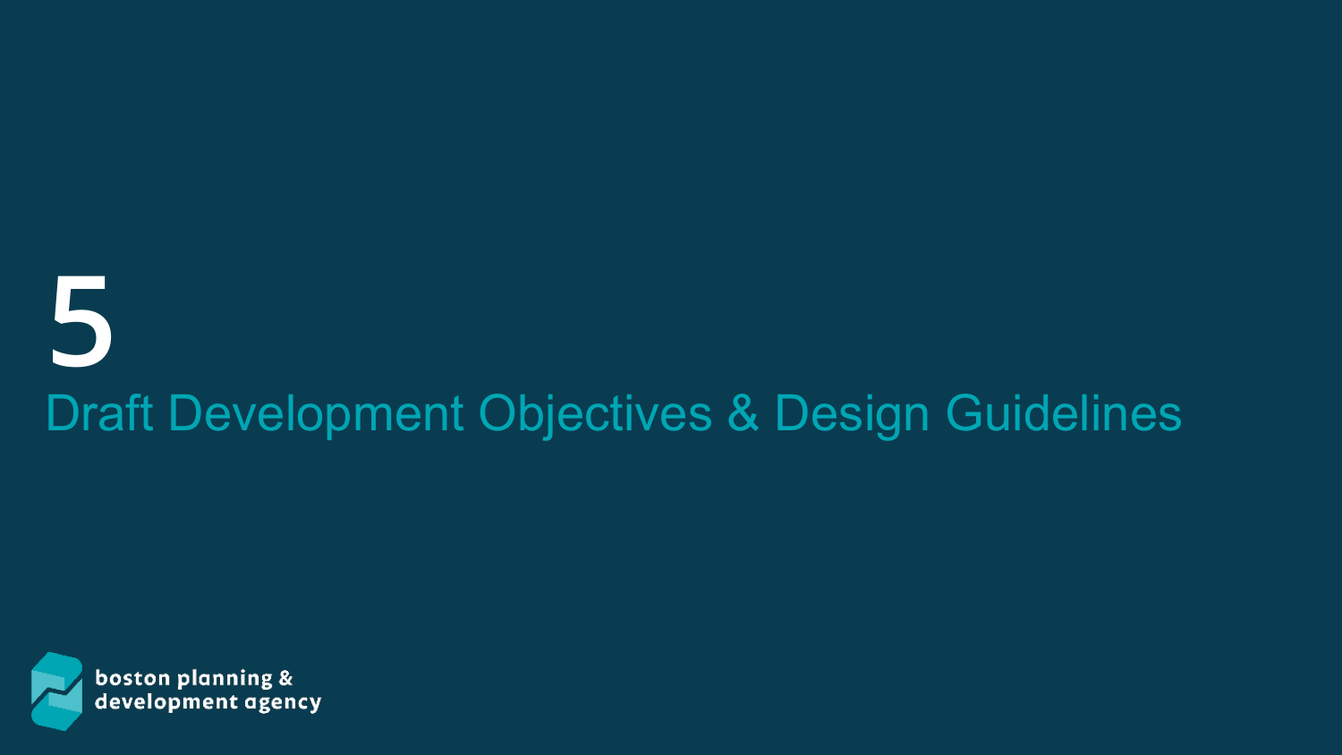# 5

## Draft Development Objectives & Design Guidelines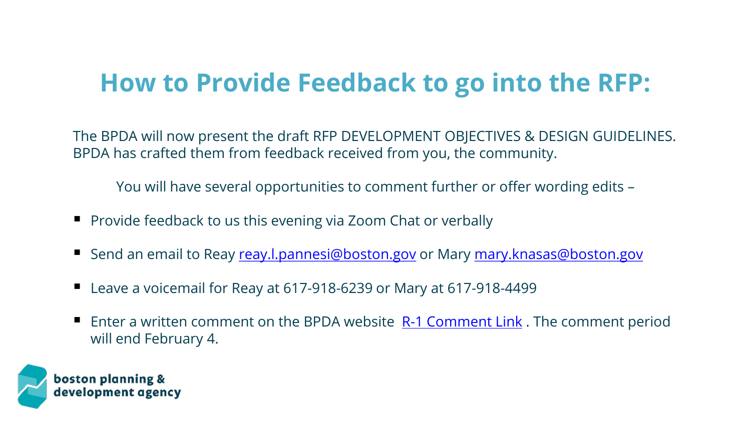# How to Provide Feedback to go into the RFP:

The BPDA will now present the draft RFP DEVELOPMENT OBJECTIVES & DESIGN GUIDELINES. BPDA has crafted them from feedback received from you, the community.

You will have several opportunities to comment further or offer wording edits –

- Provide feedback to us this evening via Zoom Chat or verbally
- Send an email to Reay reay.l.pannesi@boston.gov or Mary mary.knasas@boston.gov
- Leave a voicemail for Reay at 617-918-6239 or Mary at 617-918-4499
- Enter a written comment on the BPDA website R-1 Comment Link . The comment period will end February 4.

boston planning & development agency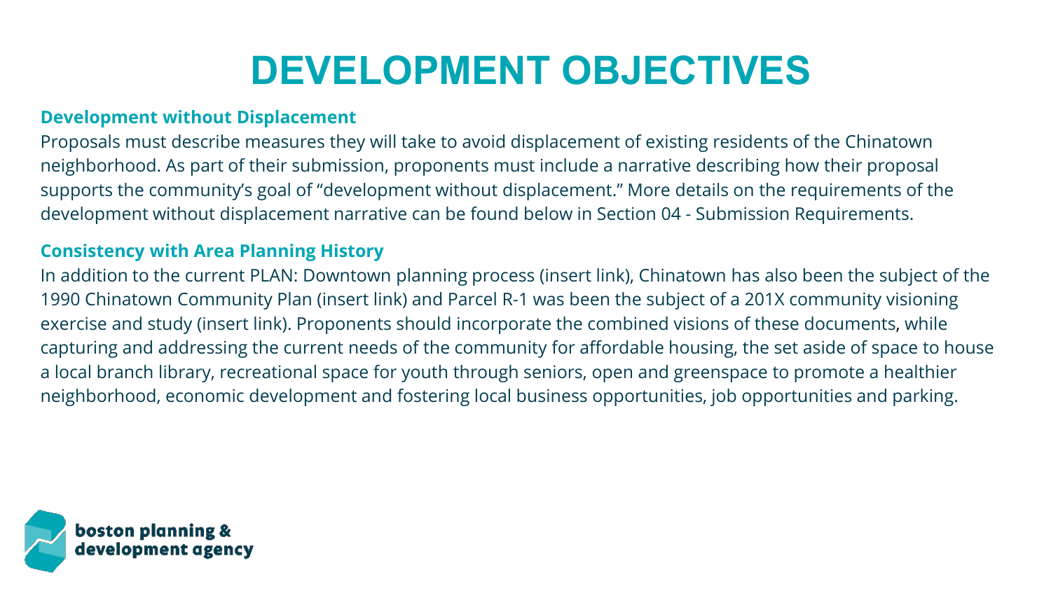# DEVELOPMENT OBJECTIVES

### Development without Displacement

Proposals must describe measures they will take to avoid displacement of existing residents of the Chinatown neighborhood. As part of their submission, proponents must include a narrative describing how their proposal supports the community's goal of "development without displacement." More details on the requirements of the development without displacement narrative can be found below in Section 04 - Submission Requirements.

### Consistency with Area Planning History

In addition to the current PLAN: Downtown planning process (insert link), Chinatown has also been the subject of the 1990 Chinatown Community Plan (insert link) and Parcel R-1 was been the subject of a 201X community visioning exercise and study (insert link). Proponents should incorporate the combined visions of these documents, while capturing and addressing the current needs of the community for affordable housing, the set aside of space to house a local branch library, recreational space for youth through seniors, open and greenspace to promote a healthier neighborhood, economic development and fostering local business opportunities, job opportunities and parking.

boston planning & development agency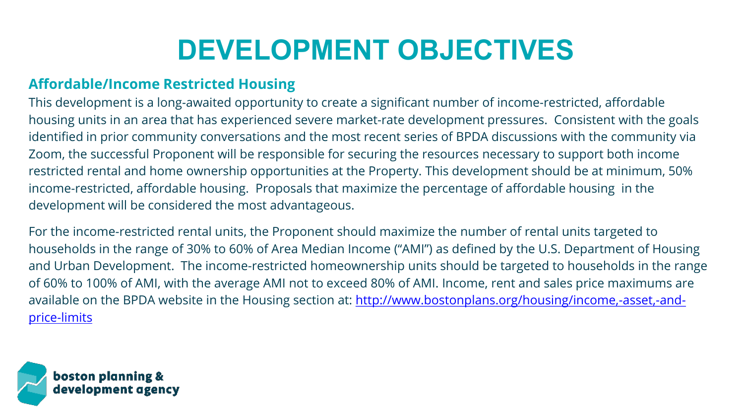# DEVELOPMENT OBJECTIVES

## Affordable/Income Restricted Housing

This development is a long-awaited opportunity to create a significant number of income-restricted, affordable housing units in an area that has experienced severe market-rate development pressures. Consistent with the goals identified in prior community conversations and the most recent series of BPDA discussions with the community via Zoom, the successful Proponent will be responsible for securing the resources necessary to support both income restricted rental and home ownership opportunities at the Property. This development should be at minimum, 50% income-restricted, affordable housing. Proposals that maximize the percentage of affordable housing in the development will be considered the most advantageous.

For the income-restricted rental units, the Proponent should maximize the number of rental units targeted to households in the range of 30% to 60% of Area Median Income ("AMI") as defined by the U.S. Department of Housing and Urban Development. The income-restricted homeownership units should be targeted to households in the range of 60% to 100% of AMI, with the average AMI not to exceed 80% of AMI. Income, rent and sales price maximums are available on the BPDA website in the Housing section at: [http://www.bostonplans.org/housing/income,-asset,-and-price-limits](http://www.bostonplans.org/housing/income,-asset,-and-price-limits)

boston planning & development agency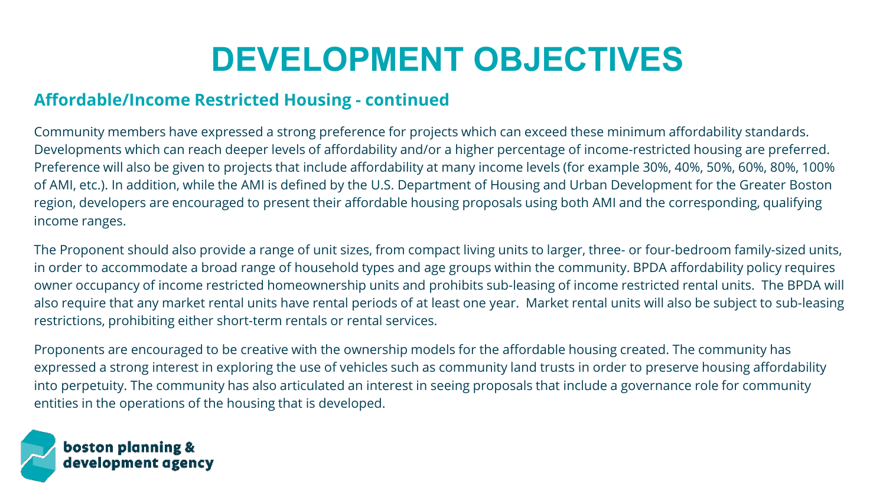# DEVELOPMENT OBJECTIVES

## Affordable/Income Restricted Housing - continued

Community members have expressed a strong preference for projects which can exceed these minimum affordability standards. Developments which can reach deeper levels of affordability and/or a higher percentage of income-restricted housing are preferred. Preference will also be given to projects that include affordability at many income levels (for example 30%, 40%, 50%, 60%, 80%, 100% of AMI, etc.). In addition, while the AMI is defined by the U.S. Department of Housing and Urban Development for the Greater Boston region, developers are encouraged to present their affordable housing proposals using both AMI and the corresponding, qualifying income ranges.

The Proponent should also provide a range of unit sizes, from compact living units to larger, three- or four-bedroom family-sized units, in order to accommodate a broad range of household types and age groups within the community. BPDA affordability policy requires owner occupancy of income restricted homeownership units and prohibits sub-leasing of income restricted rental units. The BPDA will also require that any market rental units have rental periods of at least one year. Market rental units will also be subject to sub-leasing restrictions, prohibiting either short-term rentals or rental services.

Proponents are encouraged to be creative with the ownership models for the affordable housing created. The community has expressed a strong interest in exploring the use of vehicles such as community land trusts in order to preserve housing affordability into perpetuity. The community has also articulated an interest in seeing proposals that include a governance role for community entities in the operations of the housing that is developed.

boston planning & development agency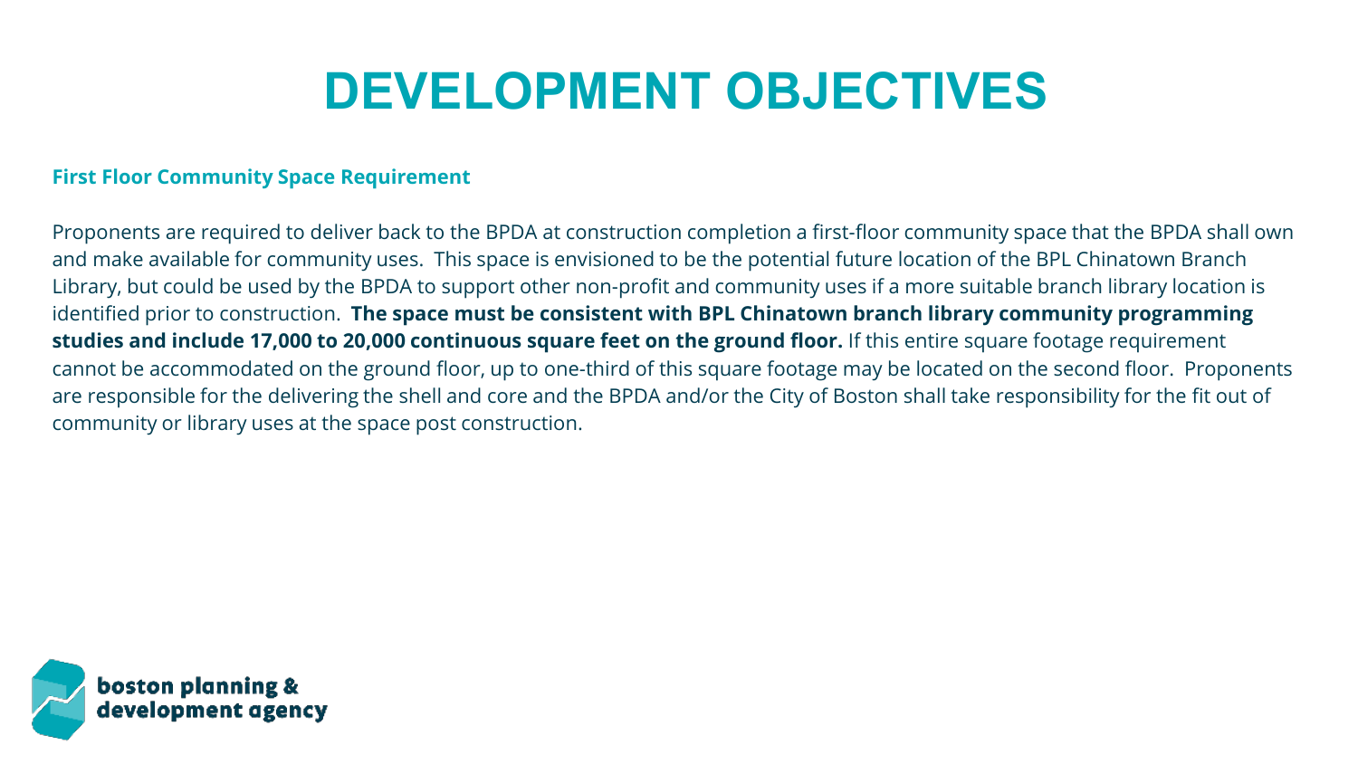# DEVELOPMENT OBJECTIVES

**First Floor Community Space Requirement**

Proponents are required to deliver back to the BPDA at construction completion a first-floor community space that the BPDA shall own and make available for community uses. This space is envisioned to be the potential future location of the BPL Chinatown Branch Library, but could be used by the BPDA to support other non-profit and community uses if a more suitable branch library location is identified prior to construction. **The space must be consistent with BPL Chinatown branch library community programming studies and include 17,000 to 20,000 continuous square feet on the ground floor.** If this entire square footage requirement cannot be accommodated on the ground floor, up to one-third of this square footage may be located on the second floor. Proponents are responsible for the delivering the shell and core and the BPDA and/or the City of Boston shall take responsibility for the fit out of community or library uses at the space post construction.

boston planning & development agency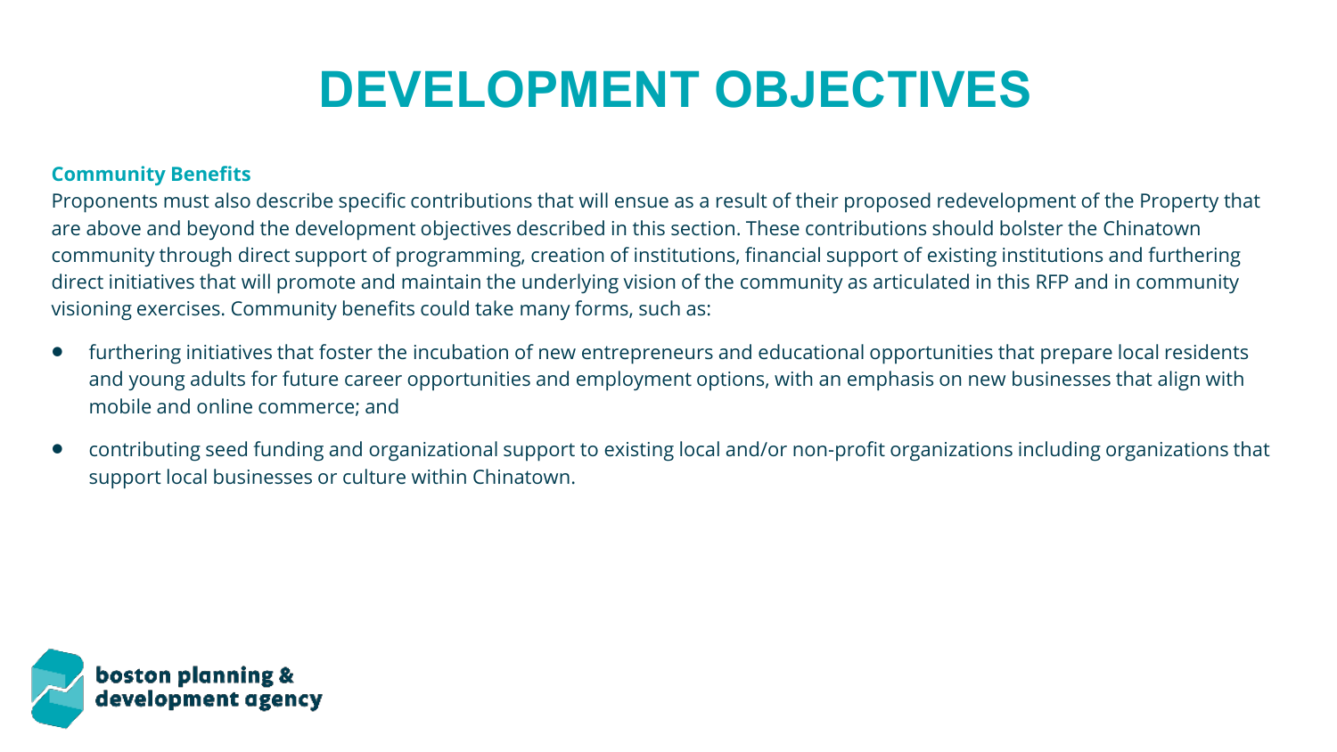# DEVELOPMENT OBJECTIVES

**Community Benefits**

Proponents must also describe specific contributions that will ensue as a result of their proposed redevelopment of the Property that are above and beyond the development objectives described in this section. These contributions should bolster the Chinatown community through direct support of programming, creation of institutions, financial support of existing institutions and furthering direct initiatives that will promote and maintain the underlying vision of the community as articulated in this RFP and in community visioning exercises. Community benefits could take many forms, such as:

- furthering initiatives that foster the incubation of new entrepreneurs and educational opportunities that prepare local residents and young adults for future career opportunities and employment options, with an emphasis on new businesses that align with mobile and online commerce; and
- contributing seed funding and organizational support to existing local and/or non-profit organizations including organizations that support local businesses or culture within Chinatown.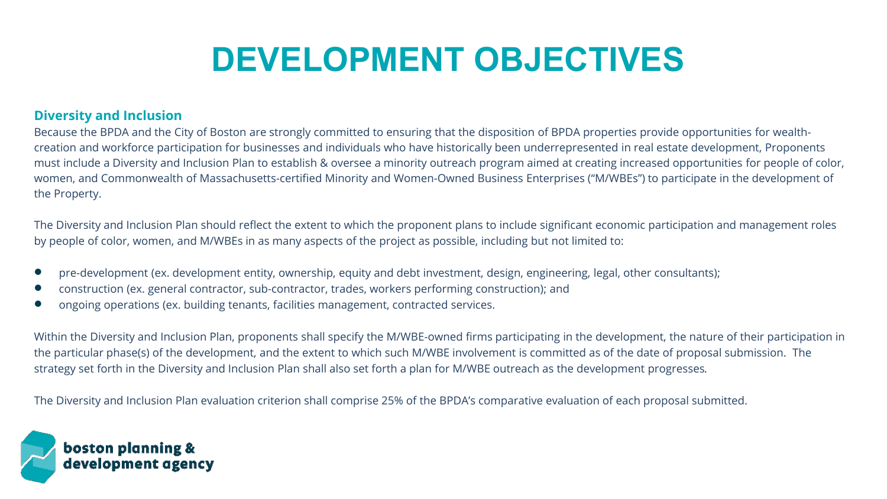# DEVELOPMENT OBJECTIVES

### Diversity and Inclusion

Because the BPDA and the City of Boston are strongly committed to ensuring that the disposition of BPDA properties provide opportunities for wealth-creation and workforce participation for businesses and individuals who have historically been underrepresented in real estate development, Proponents must include a Diversity and Inclusion Plan to establish & oversee a minority outreach program aimed at creating increased opportunities for people of color, women, and Commonwealth of Massachusetts-certified Minority and Women-Owned Business Enterprises ("M/WBEs") to participate in the development of the Property.

The Diversity and Inclusion Plan should reflect the extent to which the proponent plans to include significant economic participation and management roles by people of color, women, and M/WBEs in as many aspects of the project as possible, including but not limited to:

- pre-development (ex. development entity, ownership, equity and debt investment, design, engineering, legal, other consultants);
- construction (ex. general contractor, sub-contractor, trades, workers performing construction); and
- ongoing operations (ex. building tenants, facilities management, contracted services.

Within the Diversity and Inclusion Plan, proponents shall specify the M/WBE-owned firms participating in the development, the nature of their participation in the particular phase(s) of the development, and the extent to which such M/WBE involvement is committed as of the date of proposal submission. The strategy set forth in the Diversity and Inclusion Plan shall also set forth a plan for M/WBE outreach as the development progresses.

The Diversity and Inclusion Plan evaluation criterion shall comprise 25% of the BPDA's comparative evaluation of each proposal submitted.

boston planning & development agency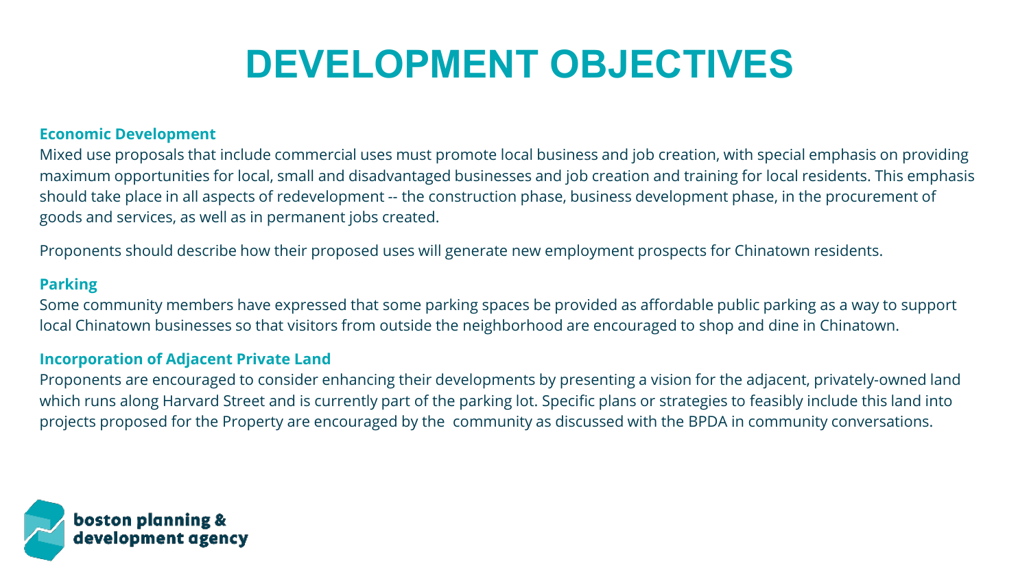# DEVELOPMENT OBJECTIVES

### Economic Development

Mixed use proposals that include commercial uses must promote local business and job creation, with special emphasis on providing maximum opportunities for local, small and disadvantaged businesses and job creation and training for local residents. This emphasis should take place in all aspects of redevelopment -- the construction phase, business development phase, in the procurement of goods and services, as well as in permanent jobs created.

Proponents should describe how their proposed uses will generate new employment prospects for Chinatown residents.

### Parking

Some community members have expressed that some parking spaces be provided as affordable public parking as a way to support local Chinatown businesses so that visitors from outside the neighborhood are encouraged to shop and dine in Chinatown.

### Incorporation of Adjacent Private Land

Proponents are encouraged to consider enhancing their developments by presenting a vision for the adjacent, privately-owned land which runs along Harvard Street and is currently part of the parking lot. Specific plans or strategies to feasibly include this land into projects proposed for the Property are encouraged by the community as discussed with the BPDA in community conversations.

boston planning & development agency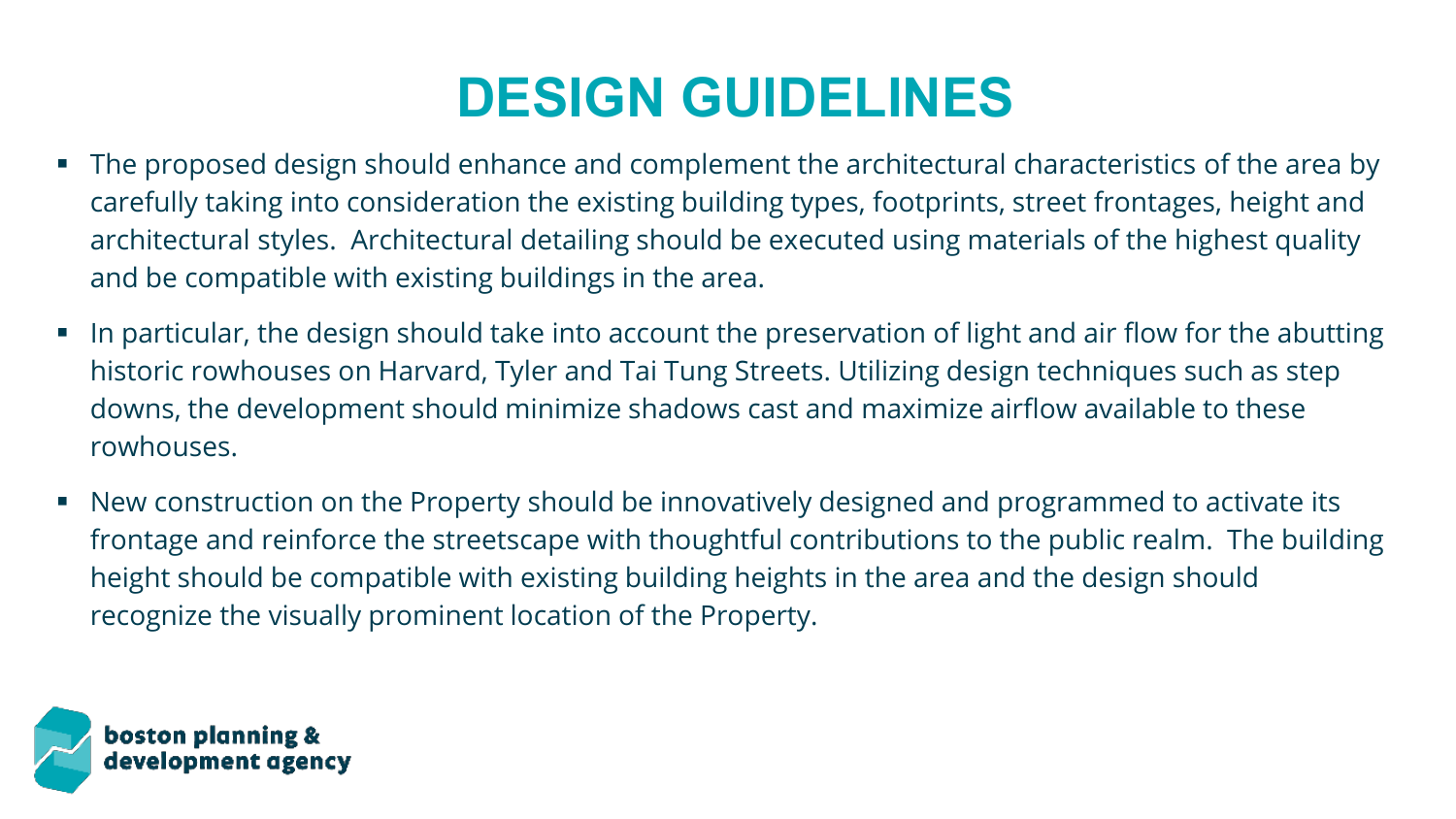# DESIGN GUIDELINES

- The proposed design should enhance and complement the architectural characteristics of the area by carefully taking into consideration the existing building types, footprints, street frontages, height and architectural styles. Architectural detailing should be executed using materials of the highest quality and be compatible with existing buildings in the area.
- In particular, the design should take into account the preservation of light and air flow for the abutting historic rowhouses on Harvard, Tyler and Tai Tung Streets. Utilizing design techniques such as step downs, the development should minimize shadows cast and maximize airflow available to these rowhouses.
- New construction on the Property should be innovatively designed and programmed to activate its frontage and reinforce the streetscape with thoughtful contributions to the public realm. The building height should be compatible with existing building heights in the area and the design should recognize the visually prominent location of the Property.

boston planning & development agency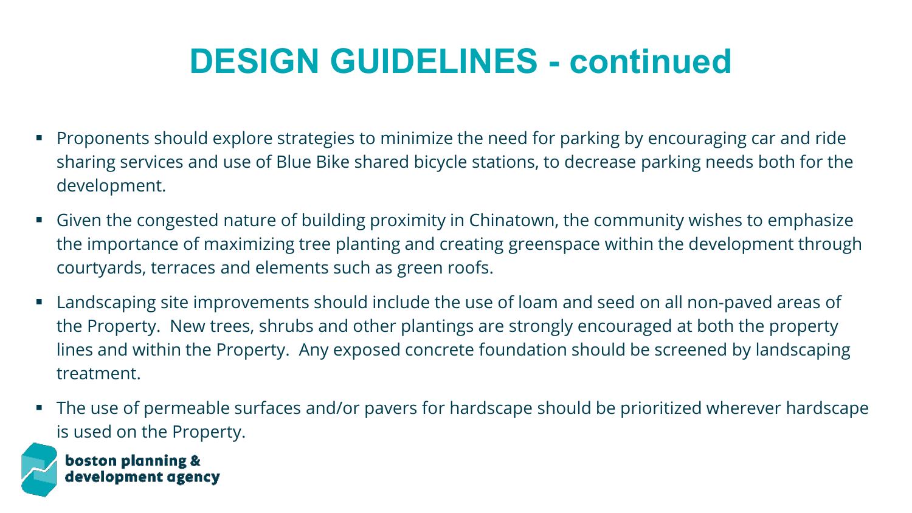# DESIGN GUIDELINES - continued

- Proponents should explore strategies to minimize the need for parking by encouraging car and ride sharing services and use of Blue Bike shared bicycle stations, to decrease parking needs both for the development.
- Given the congested nature of building proximity in Chinatown, the community wishes to emphasize the importance of maximizing tree planting and creating greenspace within the development through courtyards, terraces and elements such as green roofs.
- Landscaping site improvements should include the use of loam and seed on all non-paved areas of the Property. New trees, shrubs and other plantings are strongly encouraged at both the property lines and within the Property. Any exposed concrete foundation should be screened by landscaping treatment.
- The use of permeable surfaces and/or pavers for hardscape should be prioritized wherever hardscape is used on the Property.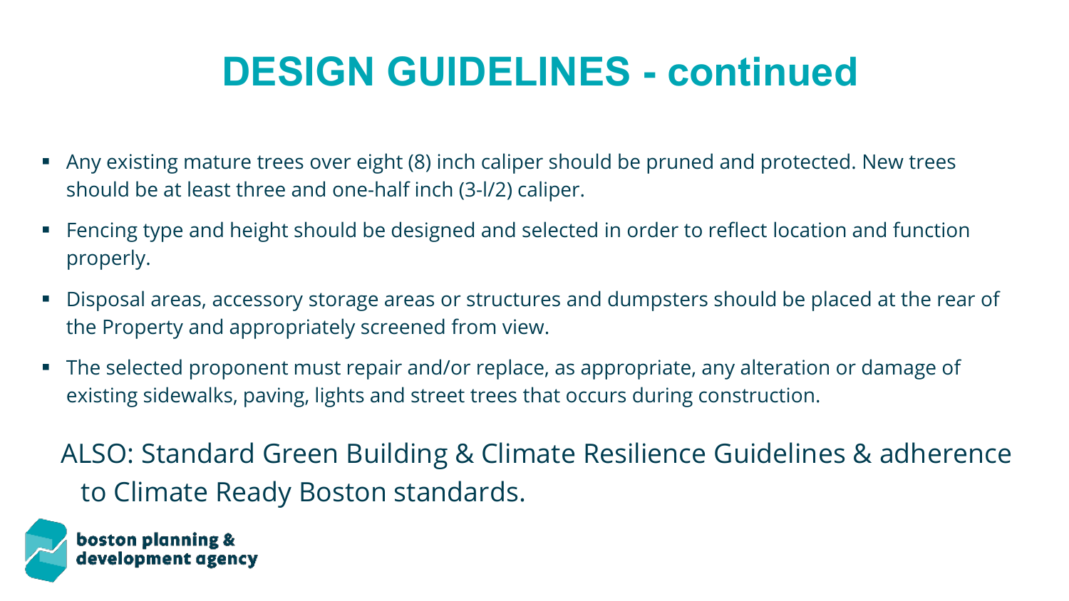# DESIGN GUIDELINES - continued

- Any existing mature trees over eight (8) inch caliper should be pruned and protected. New trees should be at least three and one-half inch (3-l/2) caliper.
- Fencing type and height should be designed and selected in order to reflect location and function properly.
- Disposal areas, accessory storage areas or structures and dumpsters should be placed at the rear of the Property and appropriately screened from view.
- The selected proponent must repair and/or replace, as appropriate, any alteration or damage of existing sidewalks, paving, lights and street trees that occurs during construction.

ALSO: Standard Green Building & Climate Resilience Guidelines & adherence to Climate Ready Boston standards.

boston planning & development agency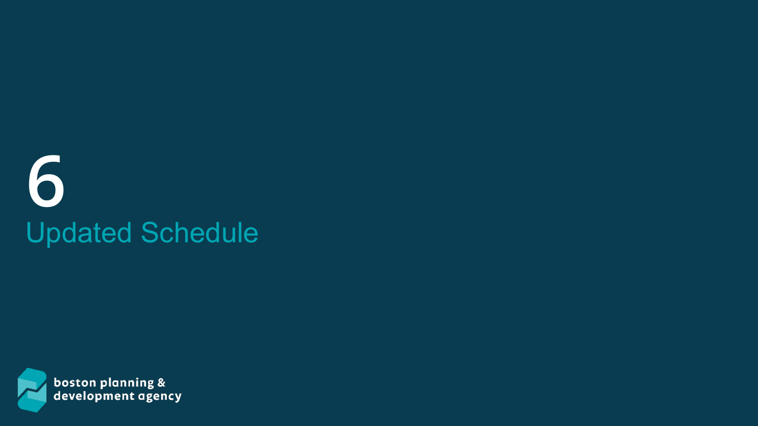# 6
## Updated Schedule

boston planning & development agency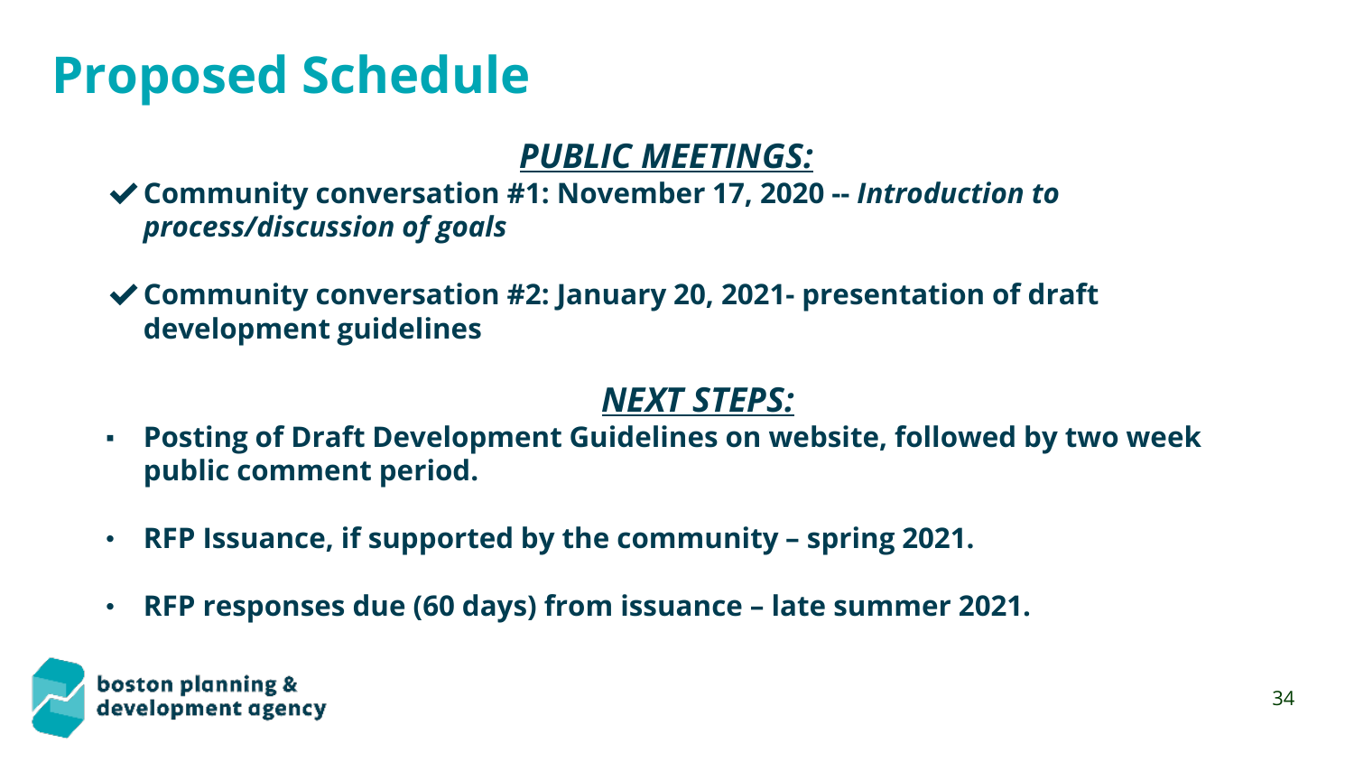# Proposed Schedule

***PUBLIC MEETINGS:***

- ✔ **Community conversation #1: November 17, 2020 -- *Introduction to process/discussion of goals***
- ✔ **Community conversation #2: January 20, 2021- presentation of draft development guidelines**

***NEXT STEPS:***

- **Posting of Draft Development Guidelines on website, followed by two week public comment period.**
- **RFP Issuance, if supported by the community – spring 2021.**
- **RFP responses due (60 days) from issuance – late summer 2021.**

boston planning & development agency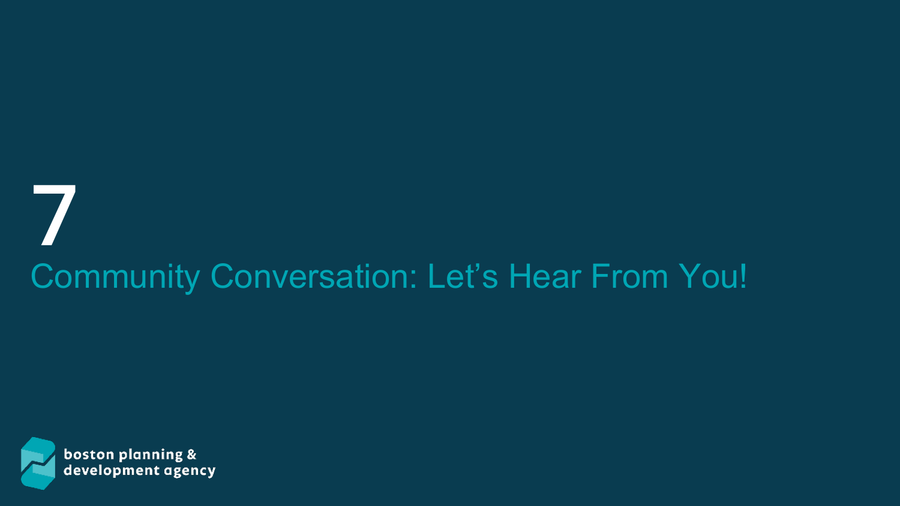# 7

## Community Conversation: Let’s Hear From You!

boston planning & development agency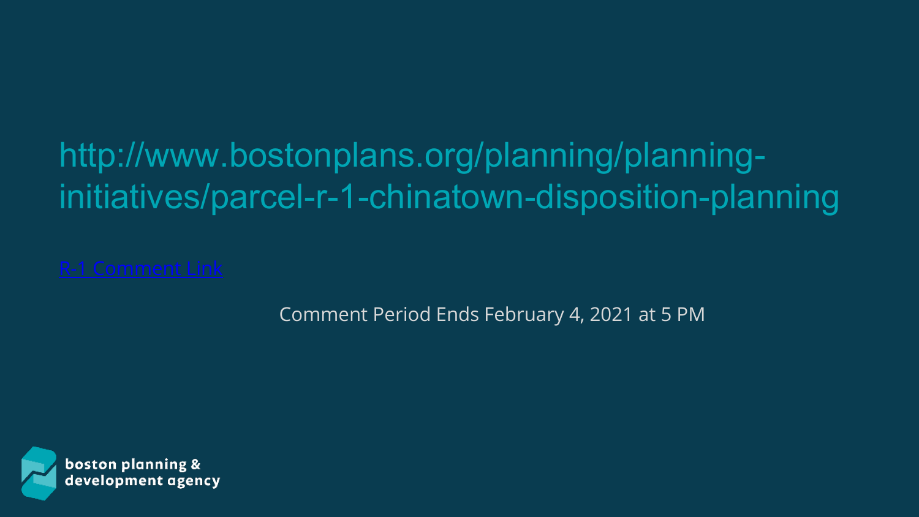http://www.bostonplans.org/planning/planning-initiatives/parcel-r-1-chinatown-disposition-planning

R-1 Comment Link

Comment Period Ends February 4, 2021 at 5 PM

boston planning & development agency